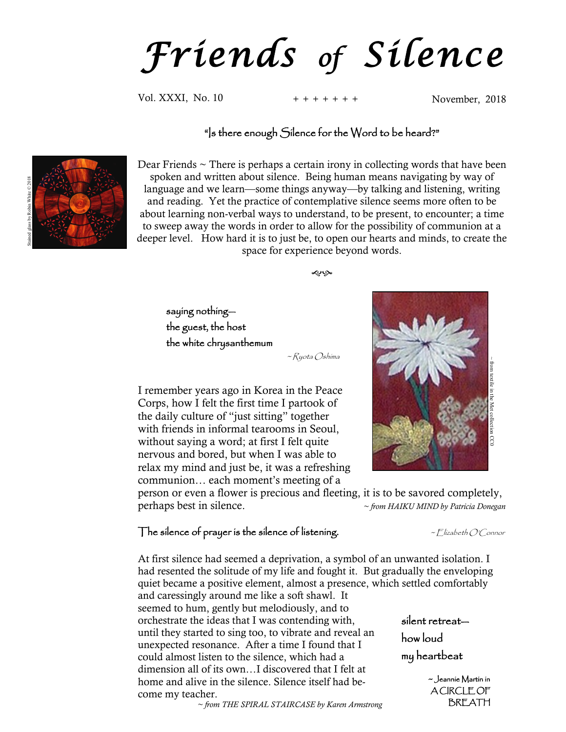# Friends of Silence

Vol. XXXI, No. 10 + + + + + + + November, 2018

"Is there enough Silence for the Word to be heard?"

Stained glass by Robin White © 2018

Dear Friends ~ There is perhaps a certain irony in collecting words that have been spoken and written about silence. Being human means navigating by way of language and we learn—some things anyway—by talking and listening, writing and reading. Yet the practice of contemplative silence seems more often to be about learning non-verbal ways to understand, to be present, to encounter; a time to sweep away the words in order to allow for the possibility of communion at a deeper level. How hard it is to just be, to open our hearts and minds, to create the space for experience beyond words.

saying nothing—
the guest, the host
the white chrysanthemum

~ *Ryota Oshima*

~ from textile in the Met collection CC0

I remember years ago in Korea in the Peace Corps, how I felt the first time I partook of the daily culture of "just sitting" together with friends in informal tearooms in Seoul, without saying a word; at first I felt quite nervous and bored, but when I was able to relax my mind and just be, it was a refreshing communion… each moment's meeting of a person or even a flower is precious and fleeting, it is to be savored completely, perhaps best in silence. ~ *from HAIKU MIND by Patricia Donegan*

The silence of prayer is the silence of listening. ~ *Elizabeth O'Connor*

At first silence had seemed a deprivation, a symbol of an unwanted isolation. I had resented the solitude of my life and fought it. But gradually the enveloping quiet became a positive element, almost a presence, which settled comfortably and caressingly around me like a soft shawl. It seemed to hum, gently but melodiously, and to orchestrate the ideas that I was contending with, until they started to sing too, to vibrate and reveal an unexpected resonance. After a time I found that I could almost listen to the silence, which had a dimension all of its own…I discovered that I felt at home and alive in the silence. Silence itself had become my teacher.

~ *from THE SPIRAL STAIRCASE by Karen Armstrong*

silent retreat—
how loud
my heartbeat

~ Jeannie Martin in A CIRCLE OF BREATH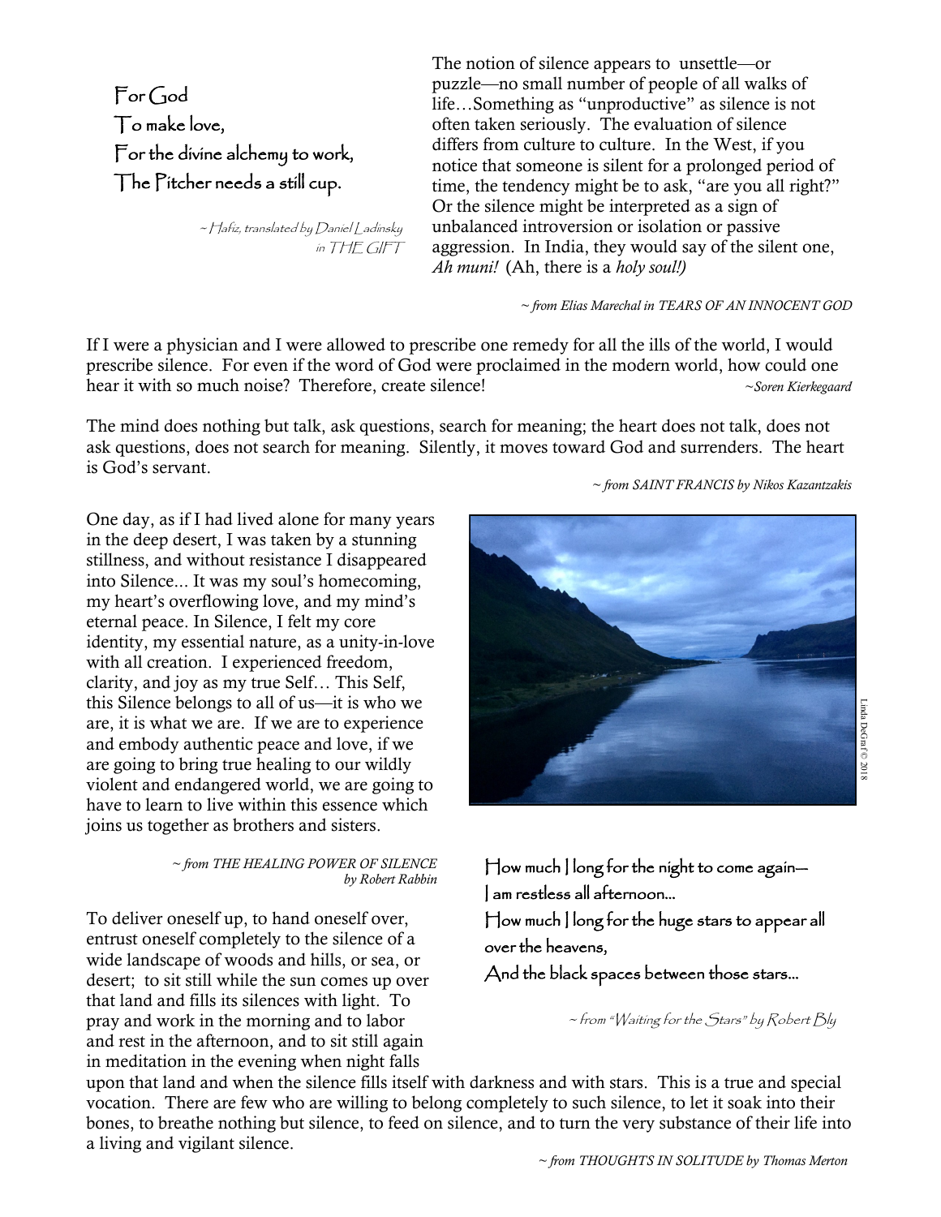For God  
To make love,  
For the divine alchemy to work,  
The Pitcher needs a still cup.

~ *Hafiz, translated by Daniel Ladinsky in THE GIFT*

The notion of silence appears to unsettle—or puzzle—no small number of people of all walks of life…Something as "unproductive" as silence is not often taken seriously. The evaluation of silence differs from culture to culture. In the West, if you notice that someone is silent for a prolonged period of time, the tendency might be to ask, "are you all right?" Or the silence might be interpreted as a sign of unbalanced introversion or isolation or passive aggression. In India, they would say of the silent one, *Ah muni!* (Ah, there is a *holy soul!)*

*~ from Elias Marechal in TEARS OF AN INNOCENT GOD*

If I were a physician and I were allowed to prescribe one remedy for all the ills of the world, I would prescribe silence. For even if the word of God were proclaimed in the modern world, how could one hear it with so much noise? Therefore, create silence! *~Soren Kierkegaard*

The mind does nothing but talk, ask questions, search for meaning; the heart does not talk, does not ask questions, does not search for meaning. Silently, it moves toward God and surrenders. The heart is God's servant.

*~ from SAINT FRANCIS by Nikos Kazantzakis*

One day, as if I had lived alone for many years in the deep desert, I was taken by a stunning stillness, and without resistance I disappeared into Silence... It was my soul's homecoming, my heart's overflowing love, and my mind's eternal peace. In Silence, I felt my core identity, my essential nature, as a unity-in-love with all creation. I experienced freedom, clarity, and joy as my true Self… This Self, this Silence belongs to all of us—it is who we are, it is what we are. If we are to experience and embody authentic peace and love, if we are going to bring true healing to our wildly violent and endangered world, we are going to have to learn to live within this essence which joins us together as brothers and sisters.

*~ from THE HEALING POWER OF SILENCE by Robert Rabbin*

Linda DeGraf © 2018

How much I long for the night to come again—  
I am restless all afternoon…  
How much I long for the huge stars to appear all over the heavens,  
And the black spaces between those stars…

*~ from "Waiting for the Stars" by Robert Bly*

To deliver oneself up, to hand oneself over, entrust oneself completely to the silence of a wide landscape of woods and hills, or sea, or desert; to sit still while the sun comes up over that land and fills its silences with light. To pray and work in the morning and to labor and rest in the afternoon, and to sit still again in meditation in the evening when night falls upon that land and when the silence fills itself with darkness and with stars. This is a true and special vocation. There are few who are willing to belong completely to such silence, to let it soak into their bones, to breathe nothing but silence, to feed on silence, and to turn the very substance of their life into a living and vigilant silence.

*~ from THOUGHTS IN SOLITUDE by Thomas Merton*